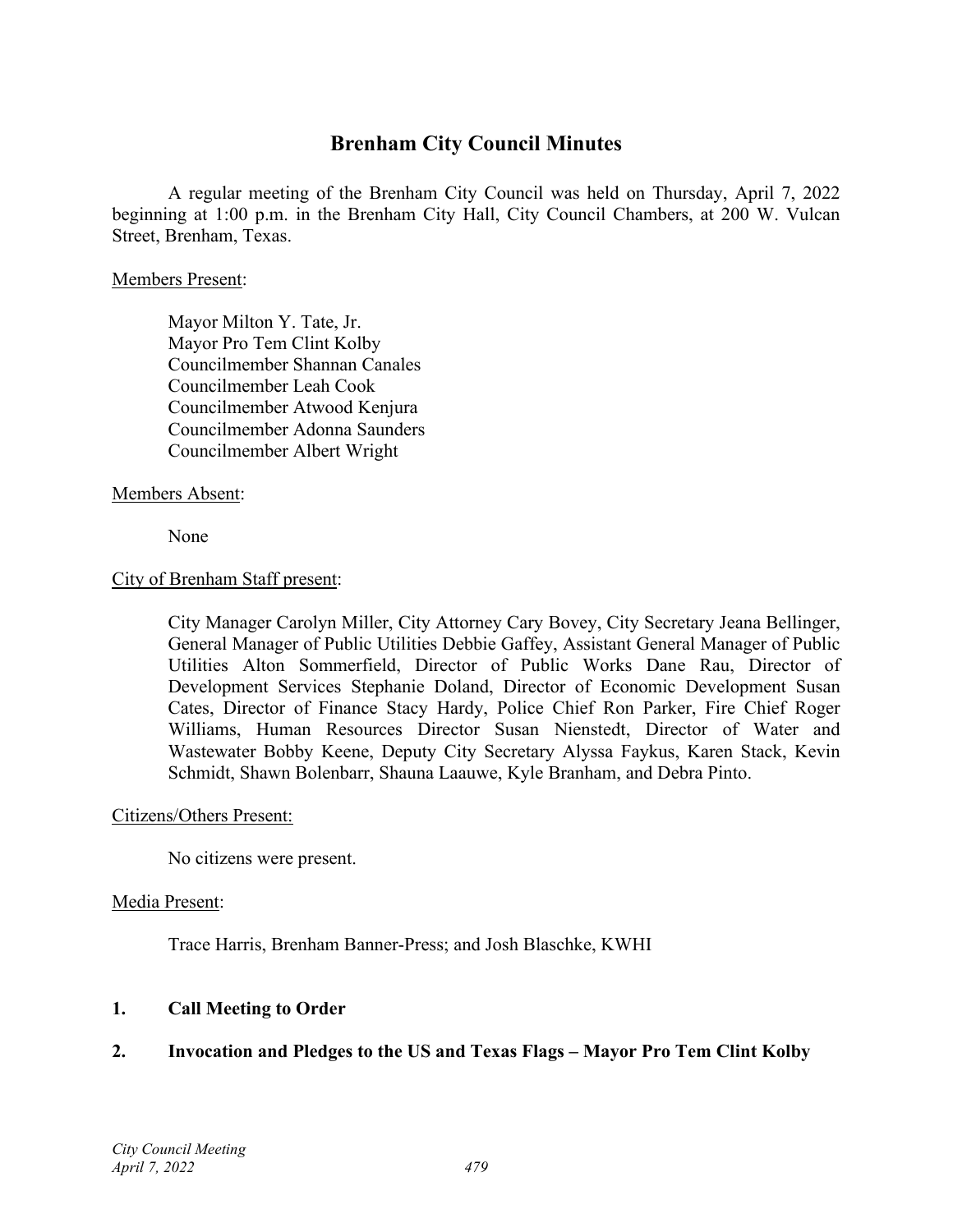# Brenham City Council Minutes

A regular meeting of the Brenham City Council was held on Thursday, April 7, 2022 beginning at 1:00 p.m. in the Brenham City Hall, City Council Chambers, at 200 W. Vulcan Street, Brenham, Texas.

Members Present:

Mayor Milton Y. Tate, Jr.
Mayor Pro Tem Clint Kolby
Councilmember Shannan Canales
Councilmember Leah Cook
Councilmember Atwood Kenjura
Councilmember Adonna Saunders
Councilmember Albert Wright

Members Absent:

None

City of Brenham Staff present:

City Manager Carolyn Miller, City Attorney Cary Bovey, City Secretary Jeana Bellinger, General Manager of Public Utilities Debbie Gaffey, Assistant General Manager of Public Utilities Alton Sommerfield, Director of Public Works Dane Rau, Director of Development Services Stephanie Doland, Director of Economic Development Susan Cates, Director of Finance Stacy Hardy, Police Chief Ron Parker, Fire Chief Roger Williams, Human Resources Director Susan Nienstedt, Director of Water and Wastewater Bobby Keene, Deputy City Secretary Alyssa Faykus, Karen Stack, Kevin Schmidt, Shawn Bolenbarr, Shauna Laauwe, Kyle Branham, and Debra Pinto.

Citizens/Others Present:

No citizens were present.

Media Present:

Trace Harris, Brenham Banner-Press; and Josh Blaschke, KWHI

**1. Call Meeting to Order**

**2. Invocation and Pledges to the US and Texas Flags – Mayor Pro Tem Clint Kolby**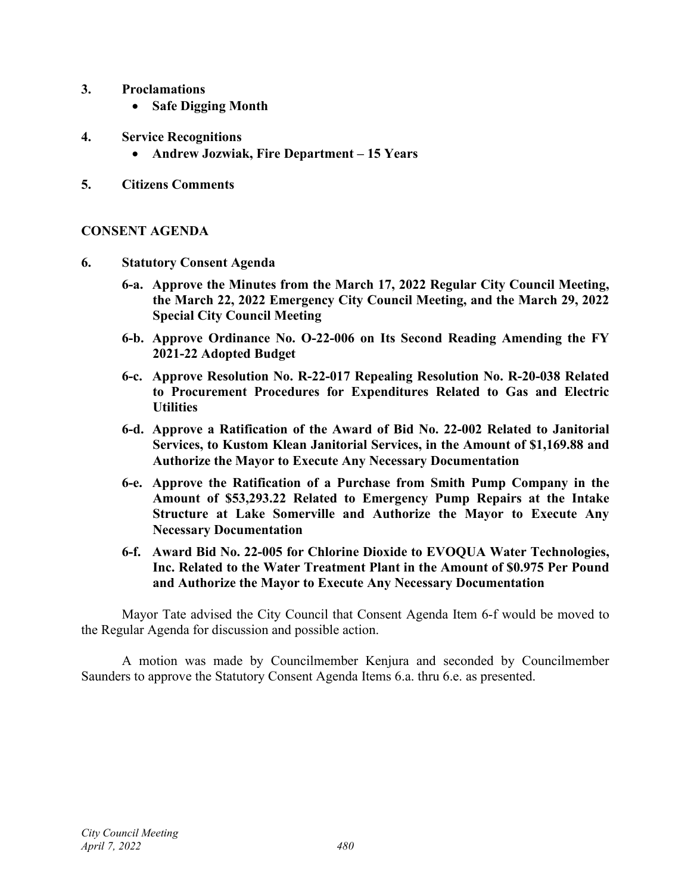**3. Proclamations**

- **Safe Digging Month**

**4. Service Recognitions**

- **Andrew Jozwiak, Fire Department – 15 Years**

**5. Citizens Comments**

## CONSENT AGENDA

**6. Statutory Consent Agenda**

**6-a. Approve the Minutes from the March 17, 2022 Regular City Council Meeting, the March 22, 2022 Emergency City Council Meeting, and the March 29, 2022 Special City Council Meeting**

**6-b. Approve Ordinance No. O-22-006 on Its Second Reading Amending the FY 2021-22 Adopted Budget**

**6-c. Approve Resolution No. R-22-017 Repealing Resolution No. R-20-038 Related to Procurement Procedures for Expenditures Related to Gas and Electric Utilities**

**6-d. Approve a Ratification of the Award of Bid No. 22-002 Related to Janitorial Services, to Kustom Klean Janitorial Services, in the Amount of $1,169.88 and Authorize the Mayor to Execute Any Necessary Documentation**

**6-e. Approve the Ratification of a Purchase from Smith Pump Company in the Amount of $53,293.22 Related to Emergency Pump Repairs at the Intake Structure at Lake Somerville and Authorize the Mayor to Execute Any Necessary Documentation**

**6-f. Award Bid No. 22-005 for Chlorine Dioxide to EVOQUA Water Technologies, Inc. Related to the Water Treatment Plant in the Amount of $0.975 Per Pound and Authorize the Mayor to Execute Any Necessary Documentation**

Mayor Tate advised the City Council that Consent Agenda Item 6-f would be moved to the Regular Agenda for discussion and possible action.

A motion was made by Councilmember Kenjura and seconded by Councilmember Saunders to approve the Statutory Consent Agenda Items 6.a. thru 6.e. as presented.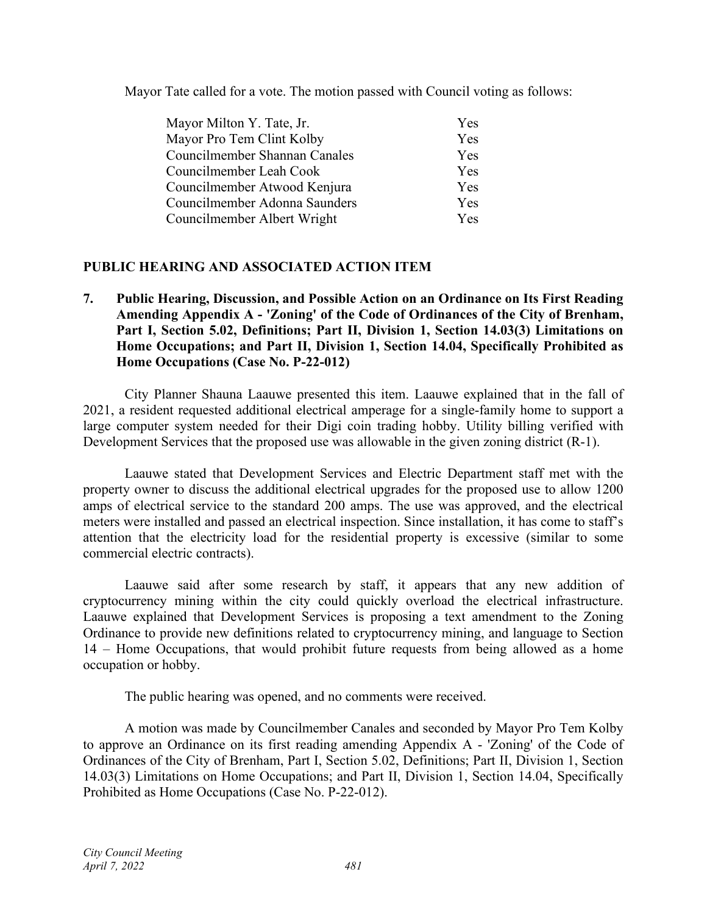Mayor Tate called for a vote. The motion passed with Council voting as follows:

| | |
|---|---|
| Mayor Milton Y. Tate, Jr. | Yes |
| Mayor Pro Tem Clint Kolby | Yes |
| Councilmember Shannan Canales | Yes |
| Councilmember Leah Cook | Yes |
| Councilmember Atwood Kenjura | Yes |
| Councilmember Adonna Saunders | Yes |
| Councilmember Albert Wright | Yes |

## PUBLIC HEARING AND ASSOCIATED ACTION ITEM

**7. Public Hearing, Discussion, and Possible Action on an Ordinance on Its First Reading Amending Appendix A - 'Zoning' of the Code of Ordinances of the City of Brenham, Part I, Section 5.02, Definitions; Part II, Division 1, Section 14.03(3) Limitations on Home Occupations; and Part II, Division 1, Section 14.04, Specifically Prohibited as Home Occupations (Case No. P-22-012)**

City Planner Shauna Laauwe presented this item. Laauwe explained that in the fall of 2021, a resident requested additional electrical amperage for a single-family home to support a large computer system needed for their Digi coin trading hobby. Utility billing verified with Development Services that the proposed use was allowable in the given zoning district (R-1).

Laauwe stated that Development Services and Electric Department staff met with the property owner to discuss the additional electrical upgrades for the proposed use to allow 1200 amps of electrical service to the standard 200 amps. The use was approved, and the electrical meters were installed and passed an electrical inspection. Since installation, it has come to staff's attention that the electricity load for the residential property is excessive (similar to some commercial electric contracts).

Laauwe said after some research by staff, it appears that any new addition of cryptocurrency mining within the city could quickly overload the electrical infrastructure. Laauwe explained that Development Services is proposing a text amendment to the Zoning Ordinance to provide new definitions related to cryptocurrency mining, and language to Section 14 – Home Occupations, that would prohibit future requests from being allowed as a home occupation or hobby.

The public hearing was opened, and no comments were received.

A motion was made by Councilmember Canales and seconded by Mayor Pro Tem Kolby to approve an Ordinance on its first reading amending Appendix A - 'Zoning' of the Code of Ordinances of the City of Brenham, Part I, Section 5.02, Definitions; Part II, Division 1, Section 14.03(3) Limitations on Home Occupations; and Part II, Division 1, Section 14.04, Specifically Prohibited as Home Occupations (Case No. P-22-012).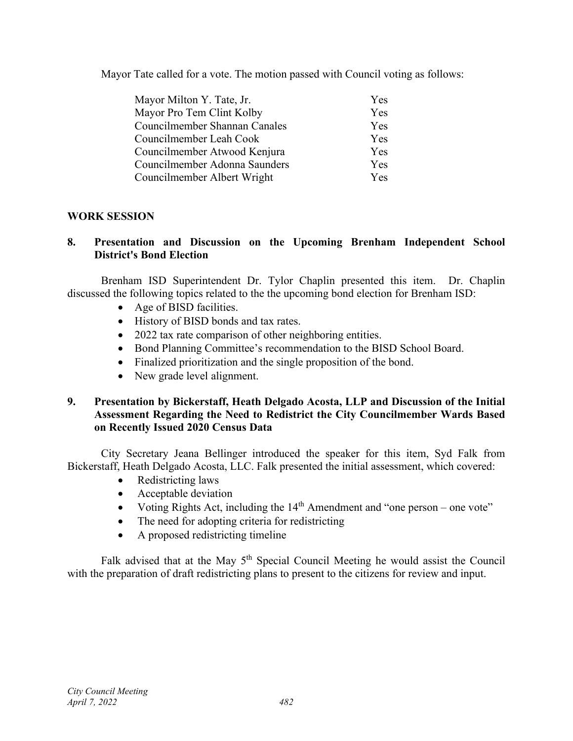Mayor Tate called for a vote. The motion passed with Council voting as follows:

| | |
|---|---|
| Mayor Milton Y. Tate, Jr. | Yes |
| Mayor Pro Tem Clint Kolby | Yes |
| Councilmember Shannan Canales | Yes |
| Councilmember Leah Cook | Yes |
| Councilmember Atwood Kenjura | Yes |
| Councilmember Adonna Saunders | Yes |
| Councilmember Albert Wright | Yes |

## WORK SESSION

### 8. Presentation and Discussion on the Upcoming Brenham Independent School District's Bond Election

Brenham ISD Superintendent Dr. Tylor Chaplin presented this item. Dr. Chaplin discussed the following topics related to the the upcoming bond election for Brenham ISD:

- Age of BISD facilities.
- History of BISD bonds and tax rates.
- 2022 tax rate comparison of other neighboring entities.
- Bond Planning Committee's recommendation to the BISD School Board.
- Finalized prioritization and the single proposition of the bond.
- New grade level alignment.

### 9. Presentation by Bickerstaff, Heath Delgado Acosta, LLP and Discussion of the Initial Assessment Regarding the Need to Redistrict the City Councilmember Wards Based on Recently Issued 2020 Census Data

City Secretary Jeana Bellinger introduced the speaker for this item, Syd Falk from Bickerstaff, Heath Delgado Acosta, LLC. Falk presented the initial assessment, which covered:

- Redistricting laws
- Acceptable deviation
- Voting Rights Act, including the 14th Amendment and "one person – one vote"
- The need for adopting criteria for redistricting
- A proposed redistricting timeline

Falk advised that at the May 5th Special Council Meeting he would assist the Council with the preparation of draft redistricting plans to present to the citizens for review and input.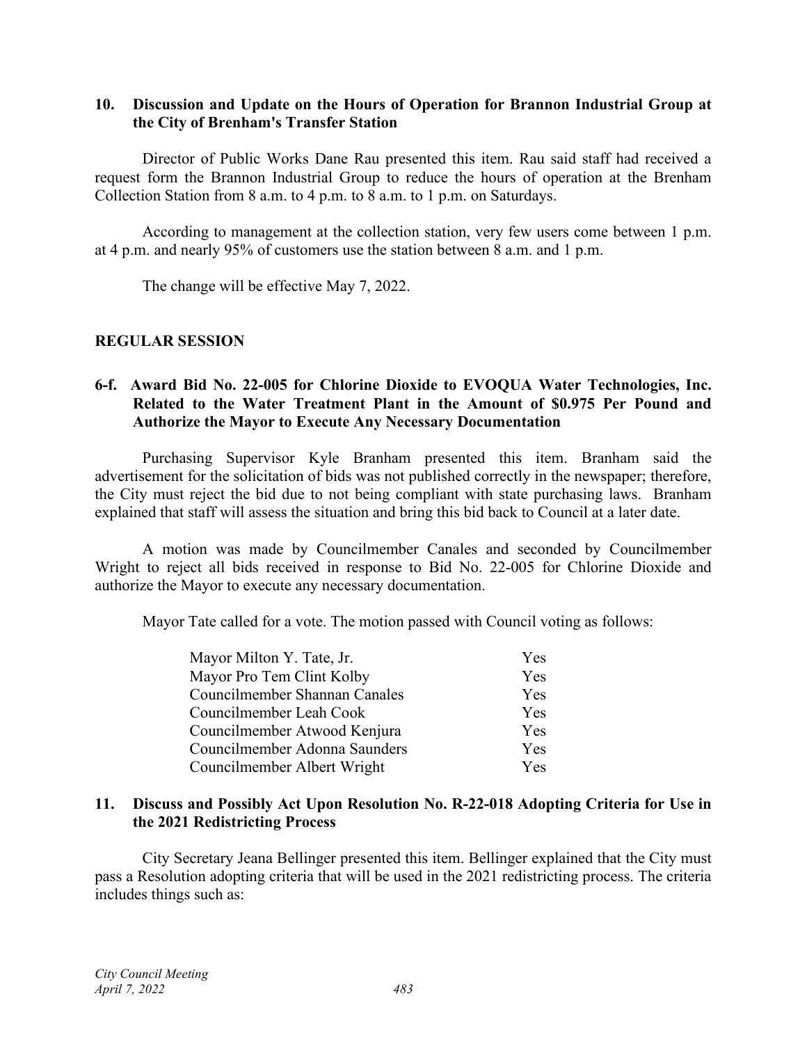### 10. Discussion and Update on the Hours of Operation for Brannon Industrial Group at the City of Brenham's Transfer Station

Director of Public Works Dane Rau presented this item. Rau said staff had received a request form the Brannon Industrial Group to reduce the hours of operation at the Brenham Collection Station from 8 a.m. to 4 p.m. to 8 a.m. to 1 p.m. on Saturdays.

According to management at the collection station, very few users come between 1 p.m. at 4 p.m. and nearly 95% of customers use the station between 8 a.m. and 1 p.m.

The change will be effective May 7, 2022.

## REGULAR SESSION

### 6-f. Award Bid No. 22-005 for Chlorine Dioxide to EVOQUA Water Technologies, Inc. Related to the Water Treatment Plant in the Amount of $0.975 Per Pound and Authorize the Mayor to Execute Any Necessary Documentation

Purchasing Supervisor Kyle Branham presented this item. Branham said the advertisement for the solicitation of bids was not published correctly in the newspaper; therefore, the City must reject the bid due to not being compliant with state purchasing laws. Branham explained that staff will assess the situation and bring this bid back to Council at a later date.

A motion was made by Councilmember Canales and seconded by Councilmember Wright to reject all bids received in response to Bid No. 22-005 for Chlorine Dioxide and authorize the Mayor to execute any necessary documentation.

Mayor Tate called for a vote. The motion passed with Council voting as follows:

| | |
|---|---|
| Mayor Milton Y. Tate, Jr. | Yes |
| Mayor Pro Tem Clint Kolby | Yes |
| Councilmember Shannan Canales | Yes |
| Councilmember Leah Cook | Yes |
| Councilmember Atwood Kenjura | Yes |
| Councilmember Adonna Saunders | Yes |
| Councilmember Albert Wright | Yes |

### 11. Discuss and Possibly Act Upon Resolution No. R-22-018 Adopting Criteria for Use in the 2021 Redistricting Process

City Secretary Jeana Bellinger presented this item. Bellinger explained that the City must pass a Resolution adopting criteria that will be used in the 2021 redistricting process. The criteria includes things such as: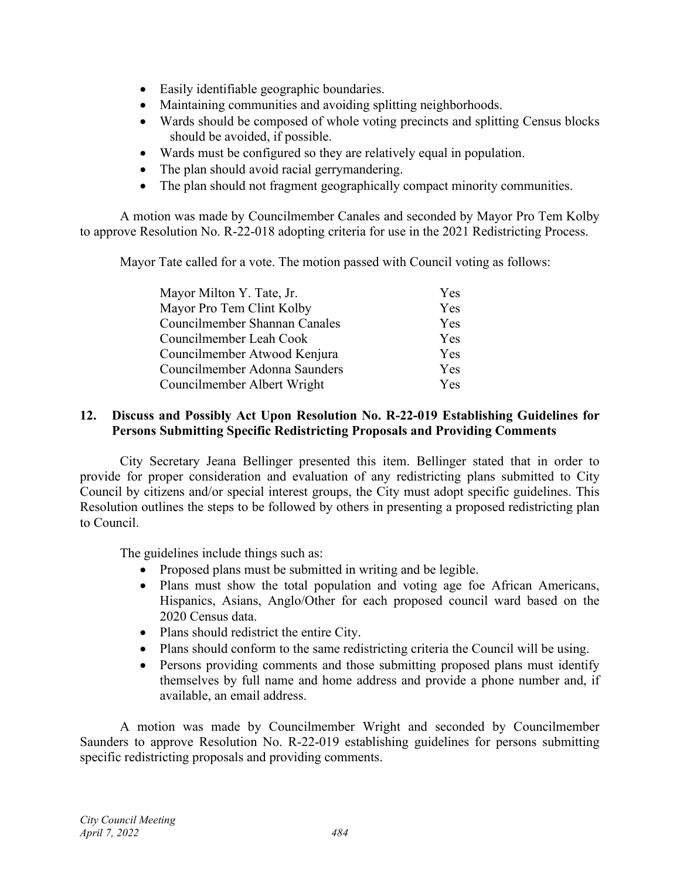- Easily identifiable geographic boundaries.
- Maintaining communities and avoiding splitting neighborhoods.
- Wards should be composed of whole voting precincts and splitting Census blocks should be avoided, if possible.
- Wards must be configured so they are relatively equal in population.
- The plan should avoid racial gerrymandering.
- The plan should not fragment geographically compact minority communities.

A motion was made by Councilmember Canales and seconded by Mayor Pro Tem Kolby to approve Resolution No. R-22-018 adopting criteria for use in the 2021 Redistricting Process.

Mayor Tate called for a vote. The motion passed with Council voting as follows:

| | |
|---|---|
| Mayor Milton Y. Tate, Jr. | Yes |
| Mayor Pro Tem Clint Kolby | Yes |
| Councilmember Shannan Canales | Yes |
| Councilmember Leah Cook | Yes |
| Councilmember Atwood Kenjura | Yes |
| Councilmember Adonna Saunders | Yes |
| Councilmember Albert Wright | Yes |

**12. Discuss and Possibly Act Upon Resolution No. R-22-019 Establishing Guidelines for Persons Submitting Specific Redistricting Proposals and Providing Comments**

City Secretary Jeana Bellinger presented this item. Bellinger stated that in order to provide for proper consideration and evaluation of any redistricting plans submitted to City Council by citizens and/or special interest groups, the City must adopt specific guidelines. This Resolution outlines the steps to be followed by others in presenting a proposed redistricting plan to Council.

The guidelines include things such as:

- Proposed plans must be submitted in writing and be legible.
- Plans must show the total population and voting age foe African Americans, Hispanics, Asians, Anglo/Other for each proposed council ward based on the 2020 Census data.
- Plans should redistrict the entire City.
- Plans should conform to the same redistricting criteria the Council will be using.
- Persons providing comments and those submitting proposed plans must identify themselves by full name and home address and provide a phone number and, if available, an email address.

A motion was made by Councilmember Wright and seconded by Councilmember Saunders to approve Resolution No. R-22-019 establishing guidelines for persons submitting specific redistricting proposals and providing comments.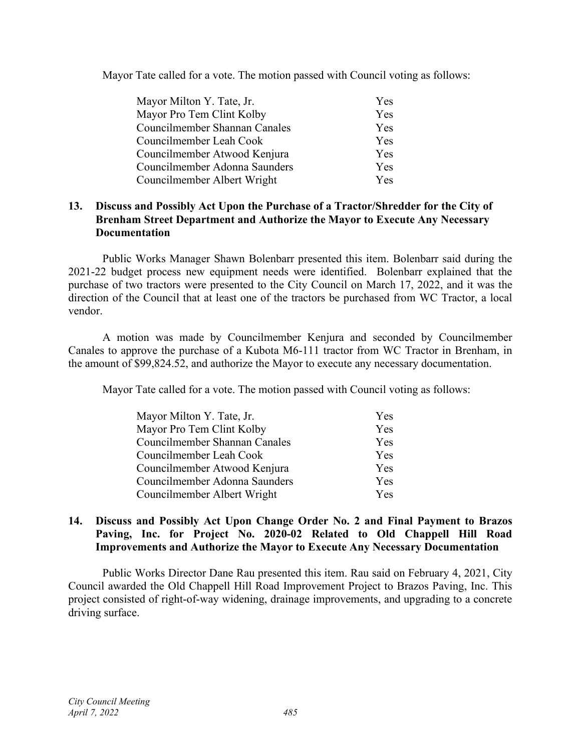Mayor Tate called for a vote. The motion passed with Council voting as follows:

| | |
|---|---|
| Mayor Milton Y. Tate, Jr. | Yes |
| Mayor Pro Tem Clint Kolby | Yes |
| Councilmember Shannan Canales | Yes |
| Councilmember Leah Cook | Yes |
| Councilmember Atwood Kenjura | Yes |
| Councilmember Adonna Saunders | Yes |
| Councilmember Albert Wright | Yes |

**13. Discuss and Possibly Act Upon the Purchase of a Tractor/Shredder for the City of Brenham Street Department and Authorize the Mayor to Execute Any Necessary Documentation**

Public Works Manager Shawn Bolenbarr presented this item. Bolenbarr said during the 2021-22 budget process new equipment needs were identified. Bolenbarr explained that the purchase of two tractors were presented to the City Council on March 17, 2022, and it was the direction of the Council that at least one of the tractors be purchased from WC Tractor, a local vendor.

A motion was made by Councilmember Kenjura and seconded by Councilmember Canales to approve the purchase of a Kubota M6-111 tractor from WC Tractor in Brenham, in the amount of $99,824.52, and authorize the Mayor to execute any necessary documentation.

Mayor Tate called for a vote. The motion passed with Council voting as follows:

| | |
|---|---|
| Mayor Milton Y. Tate, Jr. | Yes |
| Mayor Pro Tem Clint Kolby | Yes |
| Councilmember Shannan Canales | Yes |
| Councilmember Leah Cook | Yes |
| Councilmember Atwood Kenjura | Yes |
| Councilmember Adonna Saunders | Yes |
| Councilmember Albert Wright | Yes |

**14. Discuss and Possibly Act Upon Change Order No. 2 and Final Payment to Brazos Paving, Inc. for Project No. 2020-02 Related to Old Chappell Hill Road Improvements and Authorize the Mayor to Execute Any Necessary Documentation**

Public Works Director Dane Rau presented this item. Rau said on February 4, 2021, City Council awarded the Old Chappell Hill Road Improvement Project to Brazos Paving, Inc. This project consisted of right-of-way widening, drainage improvements, and upgrading to a concrete driving surface.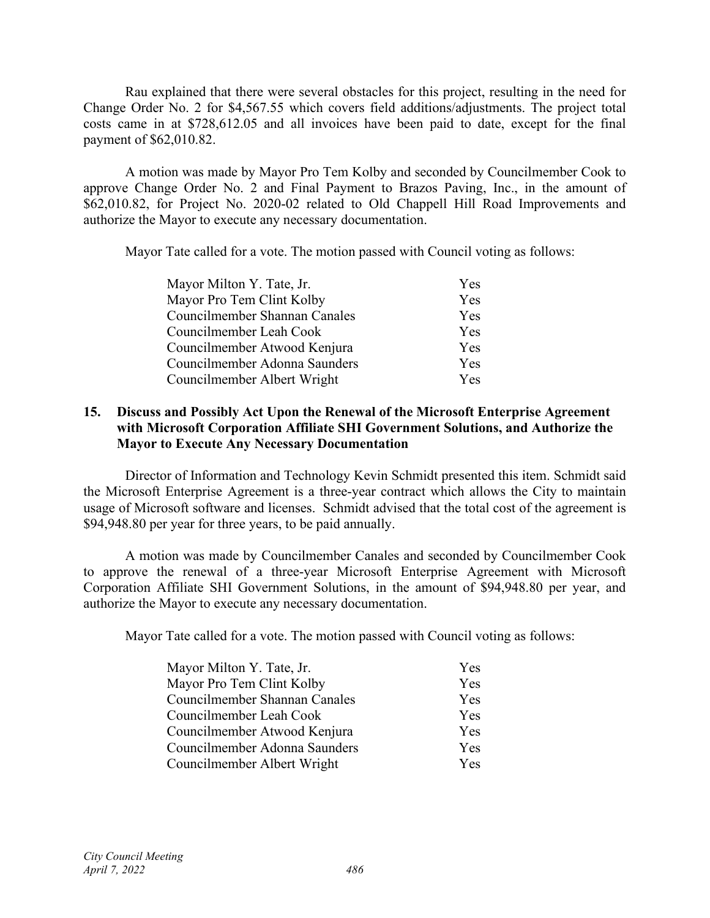Rau explained that there were several obstacles for this project, resulting in the need for Change Order No. 2 for $4,567.55 which covers field additions/adjustments. The project total costs came in at $728,612.05 and all invoices have been paid to date, except for the final payment of $62,010.82.

A motion was made by Mayor Pro Tem Kolby and seconded by Councilmember Cook to approve Change Order No. 2 and Final Payment to Brazos Paving, Inc., in the amount of $62,010.82, for Project No. 2020-02 related to Old Chappell Hill Road Improvements and authorize the Mayor to execute any necessary documentation.

Mayor Tate called for a vote. The motion passed with Council voting as follows:

| | |
|---|---|
| Mayor Milton Y. Tate, Jr. | Yes |
| Mayor Pro Tem Clint Kolby | Yes |
| Councilmember Shannan Canales | Yes |
| Councilmember Leah Cook | Yes |
| Councilmember Atwood Kenjura | Yes |
| Councilmember Adonna Saunders | Yes |
| Councilmember Albert Wright | Yes |

**15. Discuss and Possibly Act Upon the Renewal of the Microsoft Enterprise Agreement with Microsoft Corporation Affiliate SHI Government Solutions, and Authorize the Mayor to Execute Any Necessary Documentation**

Director of Information and Technology Kevin Schmidt presented this item. Schmidt said the Microsoft Enterprise Agreement is a three-year contract which allows the City to maintain usage of Microsoft software and licenses. Schmidt advised that the total cost of the agreement is $94,948.80 per year for three years, to be paid annually.

A motion was made by Councilmember Canales and seconded by Councilmember Cook to approve the renewal of a three-year Microsoft Enterprise Agreement with Microsoft Corporation Affiliate SHI Government Solutions, in the amount of $94,948.80 per year, and authorize the Mayor to execute any necessary documentation.

Mayor Tate called for a vote. The motion passed with Council voting as follows:

| | |
|---|---|
| Mayor Milton Y. Tate, Jr. | Yes |
| Mayor Pro Tem Clint Kolby | Yes |
| Councilmember Shannan Canales | Yes |
| Councilmember Leah Cook | Yes |
| Councilmember Atwood Kenjura | Yes |
| Councilmember Adonna Saunders | Yes |
| Councilmember Albert Wright | Yes |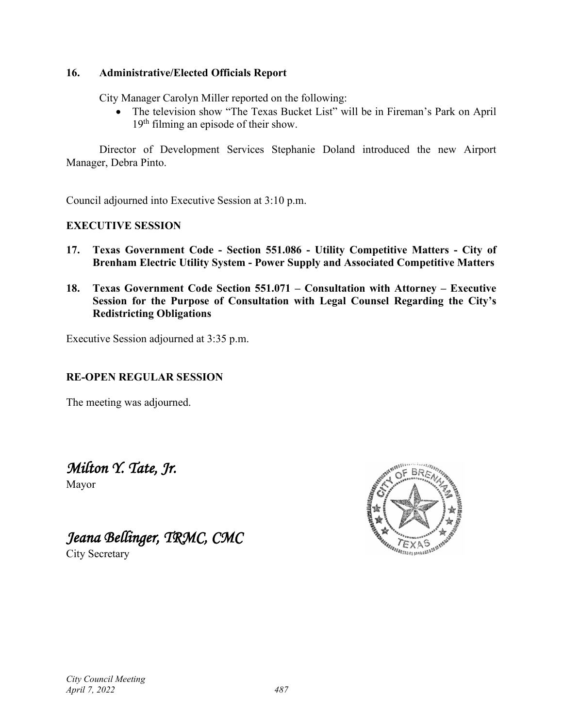**16. Administrative/Elected Officials Report**

City Manager Carolyn Miller reported on the following:

- The television show "The Texas Bucket List" will be in Fireman's Park on April 19th filming an episode of their show.

Director of Development Services Stephanie Doland introduced the new Airport Manager, Debra Pinto.

Council adjourned into Executive Session at 3:10 p.m.

**EXECUTIVE SESSION**

**17. Texas Government Code - Section 551.086 - Utility Competitive Matters - City of Brenham Electric Utility System - Power Supply and Associated Competitive Matters**

**18. Texas Government Code Section 551.071 – Consultation with Attorney – Executive Session for the Purpose of Consultation with Legal Counsel Regarding the City's Redistricting Obligations**

Executive Session adjourned at 3:35 p.m.

**RE-OPEN REGULAR SESSION**

The meeting was adjourned.

*Milton Y. Tate, Jr.*
Mayor

*Jeana Bellinger, TRMC, CMC*
City Secretary